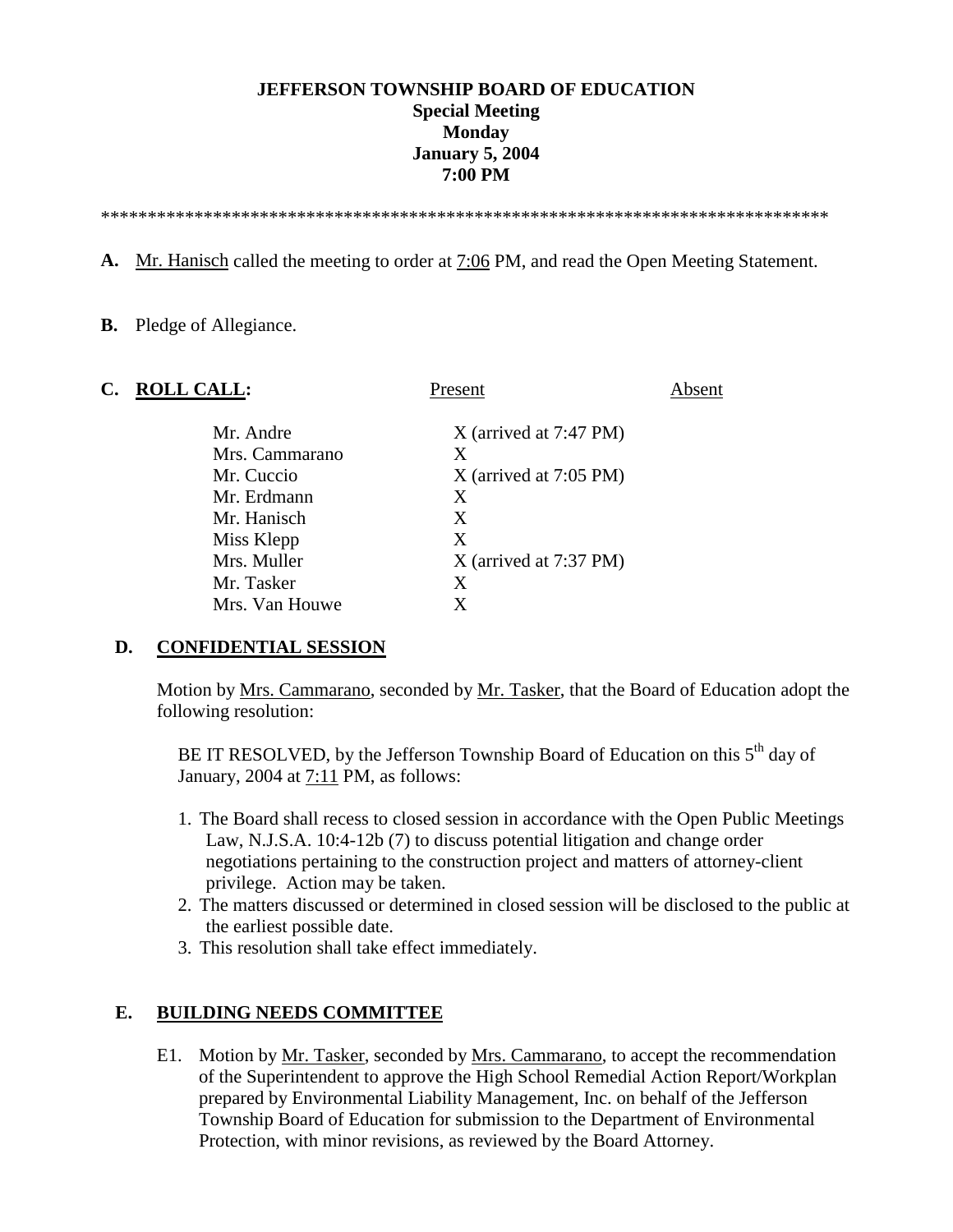**JEFFERSON TOWNSHIP BOARD OF EDUCATION**
**Special Meeting**
**Monday**
**January 5, 2004**
**7:00 PM**

*******************************************************************************

**A.** Mr. Hanisch called the meeting to order at 7:06 PM, and read the Open Meeting Statement.

**B.** Pledge of Allegiance.

**C. ROLL CALL:**

| | Present | Absent |
|---|---|---|
| Mr. Andre | X (arrived at 7:47 PM) | |
| Mrs. Cammarano | X | |
| Mr. Cuccio | X (arrived at 7:05 PM) | |
| Mr. Erdmann | X | |
| Mr. Hanisch | X | |
| Miss Klepp | X | |
| Mrs. Muller | X (arrived at 7:37 PM) | |
| Mr. Tasker | X | |
| Mrs. Van Houwe | X | |

**D. CONFIDENTIAL SESSION**

Motion by Mrs. Cammarano, seconded by Mr. Tasker, that the Board of Education adopt the following resolution:

BE IT RESOLVED, by the Jefferson Township Board of Education on this 5th day of January, 2004 at 7:11 PM, as follows:

1. The Board shall recess to closed session in accordance with the Open Public Meetings Law, N.J.S.A. 10:4-12b (7) to discuss potential litigation and change order negotiations pertaining to the construction project and matters of attorney-client privilege. Action may be taken.
2. The matters discussed or determined in closed session will be disclosed to the public at the earliest possible date.
3. This resolution shall take effect immediately.

**E. BUILDING NEEDS COMMITTEE**

E1. Motion by Mr. Tasker, seconded by Mrs. Cammarano, to accept the recommendation of the Superintendent to approve the High School Remedial Action Report/Workplan prepared by Environmental Liability Management, Inc. on behalf of the Jefferson Township Board of Education for submission to the Department of Environmental Protection, with minor revisions, as reviewed by the Board Attorney.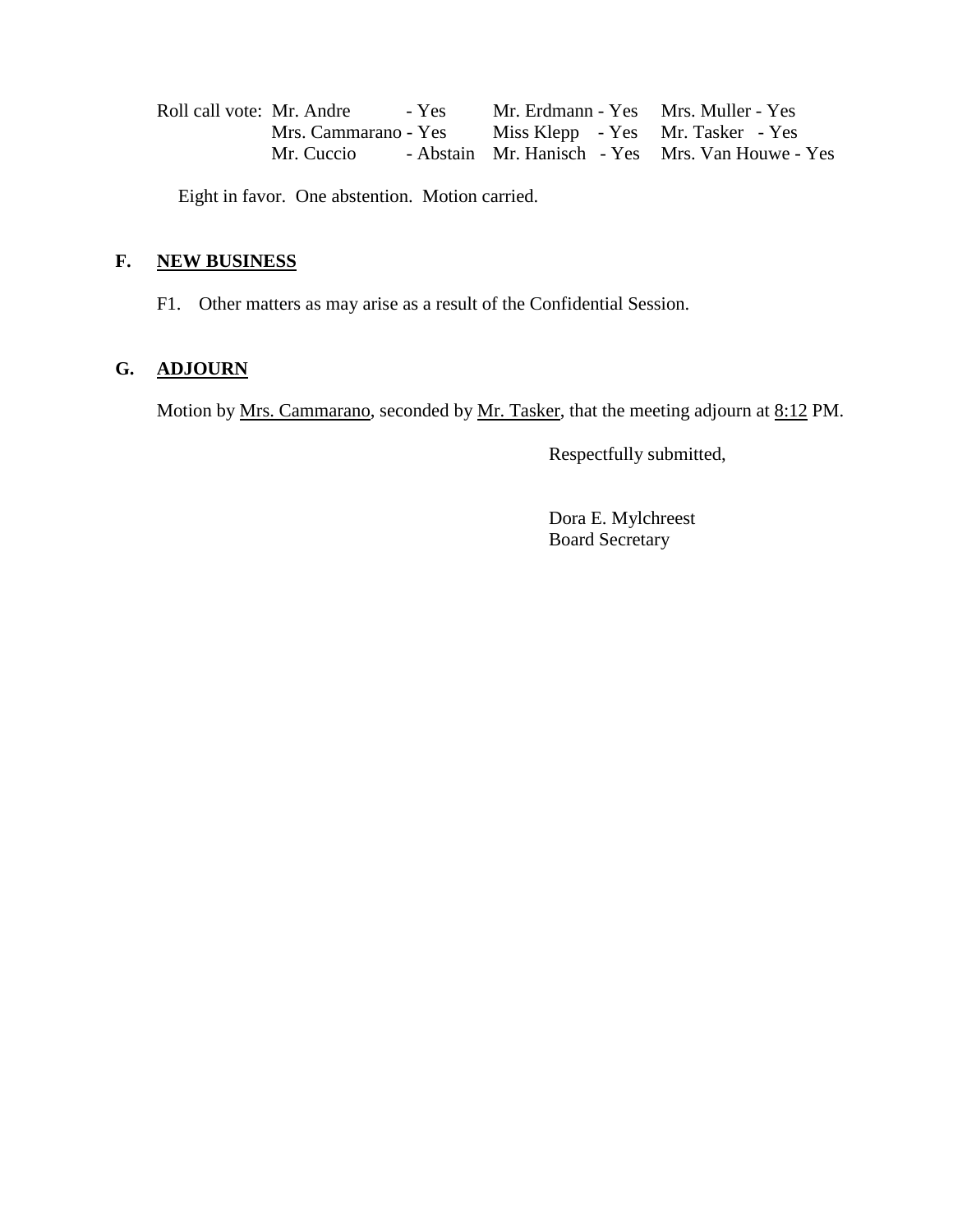Roll call vote:

| | | |
|---|---|---|
| Mr. Andre - Yes | Mr. Erdmann - Yes | Mrs. Muller - Yes |
| Mrs. Cammarano - Yes | Miss Klepp - Yes | Mr. Tasker - Yes |
| Mr. Cuccio - Abstain | Mr. Hanisch - Yes | Mrs. Van Houwe - Yes |

Eight in favor. One abstention. Motion carried.

## F. NEW BUSINESS

F1. Other matters as may arise as a result of the Confidential Session.

## G. ADJOURN

Motion by Mrs. Cammarano, seconded by Mr. Tasker, that the meeting adjourn at 8:12 PM.

Respectfully submitted,

Dora E. Mylchreest
Board Secretary